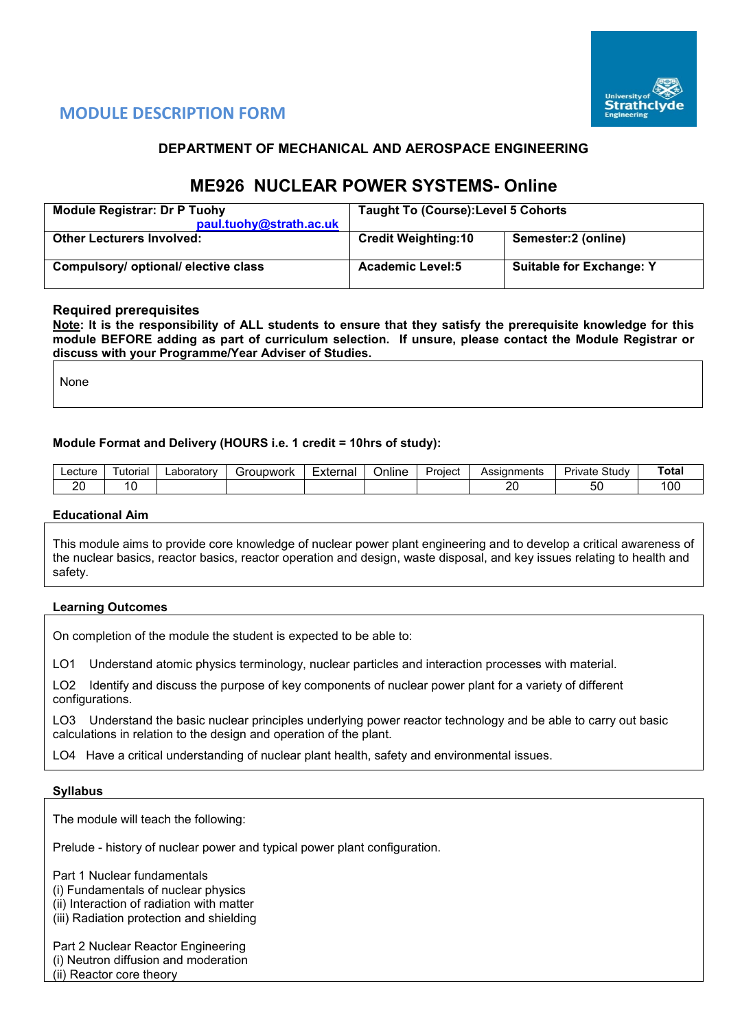# MODULE DESCRIPTION FORM

### DEPARTMENT OF MECHANICAL AND AEROSPACE ENGINEERING

## ME926 NUCLEAR POWER SYSTEMS- Online

| | | |
|---|---|---|
| **Module Registrar: Dr P Tuohy** paul.tuohy@strath.ac.uk | **Taught To (Course):Level 5 Cohorts** | |
| **Other Lecturers Involved:** | **Credit Weighting:10** | **Semester:2 (online)** |
| **Compulsory/ optional/ elective class** | **Academic Level:5** | **Suitable for Exchange: Y** |

### Required prerequisites

**Note: It is the responsibility of ALL students to ensure that they satisfy the prerequisite knowledge for this module BEFORE adding as part of curriculum selection. If unsure, please contact the Module Registrar or discuss with your Programme/Year Adviser of Studies.**

None

#### Module Format and Delivery (HOURS i.e. 1 credit = 10hrs of study):

| Lecture | Tutorial | Laboratory | Groupwork | External | Online | Project | Assignments | Private Study | **Total** |
|---|---|---|---|---|---|---|---|---|---|
| 20 | 10 | | | | | | 20 | 50 | 100 |

#### Educational Aim

This module aims to provide core knowledge of nuclear power plant engineering and to develop a critical awareness of the nuclear basics, reactor basics, reactor operation and design, waste disposal, and key issues relating to health and safety.

#### Learning Outcomes

On completion of the module the student is expected to be able to:

LO1 Understand atomic physics terminology, nuclear particles and interaction processes with material.

LO2 Identify and discuss the purpose of key components of nuclear power plant for a variety of different configurations.

LO3 Understand the basic nuclear principles underlying power reactor technology and be able to carry out basic calculations in relation to the design and operation of the plant.

LO4 Have a critical understanding of nuclear plant health, safety and environmental issues.

#### Syllabus

The module will teach the following:

Prelude - history of nuclear power and typical power plant configuration.

Part 1 Nuclear fundamentals
(i) Fundamentals of nuclear physics
(ii) Interaction of radiation with matter
(iii) Radiation protection and shielding

Part 2 Nuclear Reactor Engineering
(i) Neutron diffusion and moderation
(ii) Reactor core theory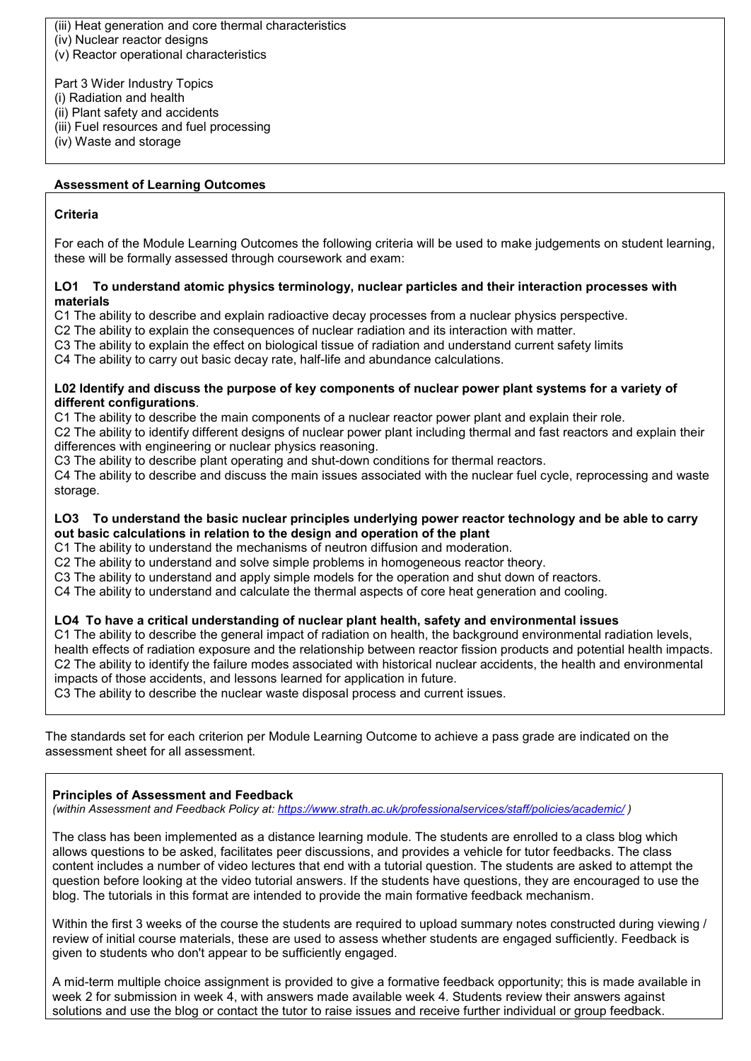(iii) Heat generation and core thermal characteristics
(iv) Nuclear reactor designs
(v) Reactor operational characteristics

Part 3 Wider Industry Topics
(i) Radiation and health
(ii) Plant safety and accidents
(iii) Fuel resources and fuel processing
(iv) Waste and storage

**Assessment of Learning Outcomes**

**Criteria**

For each of the Module Learning Outcomes the following criteria will be used to make judgements on student learning, these will be formally assessed through coursework and exam:

**LO1 To understand atomic physics terminology, nuclear particles and their interaction processes with materials**
C1 The ability to describe and explain radioactive decay processes from a nuclear physics perspective.
C2 The ability to explain the consequences of nuclear radiation and its interaction with matter.
C3 The ability to explain the effect on biological tissue of radiation and understand current safety limits
C4 The ability to carry out basic decay rate, half-life and abundance calculations.

**L02 Identify and discuss the purpose of key components of nuclear power plant systems for a variety of different configurations**.
C1 The ability to describe the main components of a nuclear reactor power plant and explain their role.
C2 The ability to identify different designs of nuclear power plant including thermal and fast reactors and explain their differences with engineering or nuclear physics reasoning.
C3 The ability to describe plant operating and shut-down conditions for thermal reactors.
C4 The ability to describe and discuss the main issues associated with the nuclear fuel cycle, reprocessing and waste storage.

**LO3 To understand the basic nuclear principles underlying power reactor technology and be able to carry out basic calculations in relation to the design and operation of the plant**
C1 The ability to understand the mechanisms of neutron diffusion and moderation.
C2 The ability to understand and solve simple problems in homogeneous reactor theory.
C3 The ability to understand and apply simple models for the operation and shut down of reactors.
C4 The ability to understand and calculate the thermal aspects of core heat generation and cooling.

**LO4 To have a critical understanding of nuclear plant health, safety and environmental issues**
C1 The ability to describe the general impact of radiation on health, the background environmental radiation levels, health effects of radiation exposure and the relationship between reactor fission products and potential health impacts.
C2 The ability to identify the failure modes associated with historical nuclear accidents, the health and environmental impacts of those accidents, and lessons learned for application in future.
C3 The ability to describe the nuclear waste disposal process and current issues.

The standards set for each criterion per Module Learning Outcome to achieve a pass grade are indicated on the assessment sheet for all assessment.

**Principles of Assessment and Feedback**
*(within Assessment and Feedback Policy at: https://www.strath.ac.uk/professionalservices/staff/policies/academic/ )*

The class has been implemented as a distance learning module. The students are enrolled to a class blog which allows questions to be asked, facilitates peer discussions, and provides a vehicle for tutor feedbacks. The class content includes a number of video lectures that end with a tutorial question. The students are asked to attempt the question before looking at the video tutorial answers. If the students have questions, they are encouraged to use the blog. The tutorials in this format are intended to provide the main formative feedback mechanism.

Within the first 3 weeks of the course the students are required to upload summary notes constructed during viewing / review of initial course materials, these are used to assess whether students are engaged sufficiently. Feedback is given to students who don't appear to be sufficiently engaged.

A mid-term multiple choice assignment is provided to give a formative feedback opportunity; this is made available in week 2 for submission in week 4, with answers made available week 4. Students review their answers against solutions and use the blog or contact the tutor to raise issues and receive further individual or group feedback.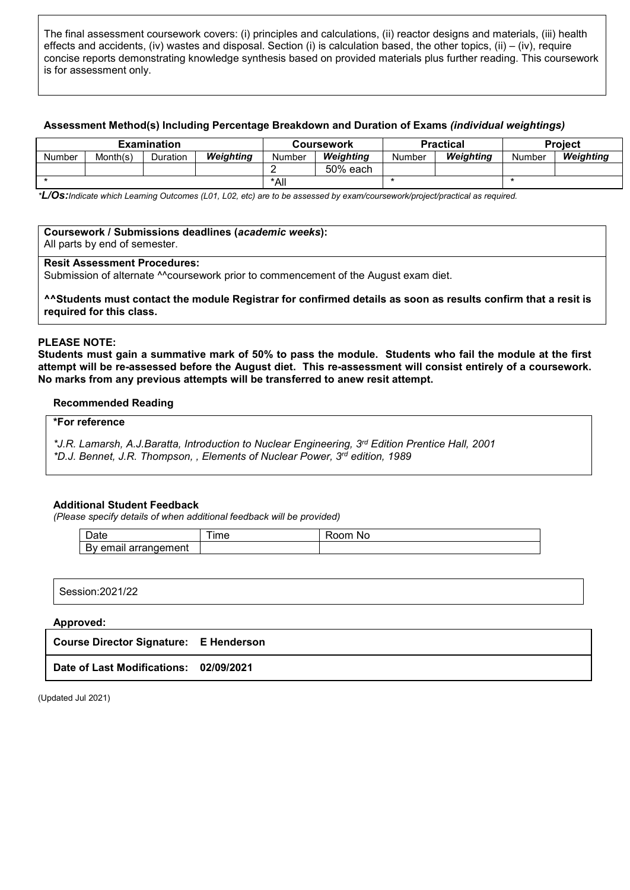The final assessment coursework covers: (i) principles and calculations, (ii) reactor designs and materials, (iii) health effects and accidents, (iv) wastes and disposal. Section (i) is calculation based, the other topics, (ii) – (iv), require concise reports demonstrating knowledge synthesis based on provided materials plus further reading. This coursework is for assessment only.

**Assessment Method(s) Including Percentage Breakdown and Duration of Exams** ***(individual weightings)***

| Examination | | | | Coursework | | Practical | | Project | |
|---|---|---|---|---|---|---|---|---|---|
| Number | Month(s) | Duration | *Weighting* | Number | *Weighting* | Number | *Weighting* | Number | *Weighting* |
| | | | | 2 | 50% each | | | | |
| * | | | | *All | | * | | * | |

**L/Os:** *Indicate which Learning Outcomes (L01, L02, etc) are to be assessed by exam/coursework/project/practical as required.*

**Coursework / Submissions deadlines (*academic weeks*):**
All parts by end of semester.

**Resit Assessment Procedures:**
Submission of alternate ^^coursework prior to commencement of the August exam diet.

**^^Students must contact the module Registrar for confirmed details as soon as results confirm that a resit is required for this class.**

**PLEASE NOTE:**
**Students must gain a summative mark of 50% to pass the module. Students who fail the module at the first attempt will be re-assessed before the August diet. This re-assessment will consist entirely of a coursework. No marks from any previous attempts will be transferred to anew resit attempt.**

**Recommended Reading**

**\*For reference**

*\*J.R. Lamarsh, A.J.Baratta, Introduction to Nuclear Engineering, 3rd Edition Prentice Hall, 2001*
*\*D.J. Bennet, J.R. Thompson, , Elements of Nuclear Power, 3rd edition, 1989*

**Additional Student Feedback**
*(Please specify details of when additional feedback will be provided)*

| Date | Time | Room No |
|---|---|---|
| By email arrangement | | |

Session:2021/22

**Approved:**

**Course Director Signature: E Henderson**

**Date of Last Modifications: 02/09/2021**

(Updated Jul 2021)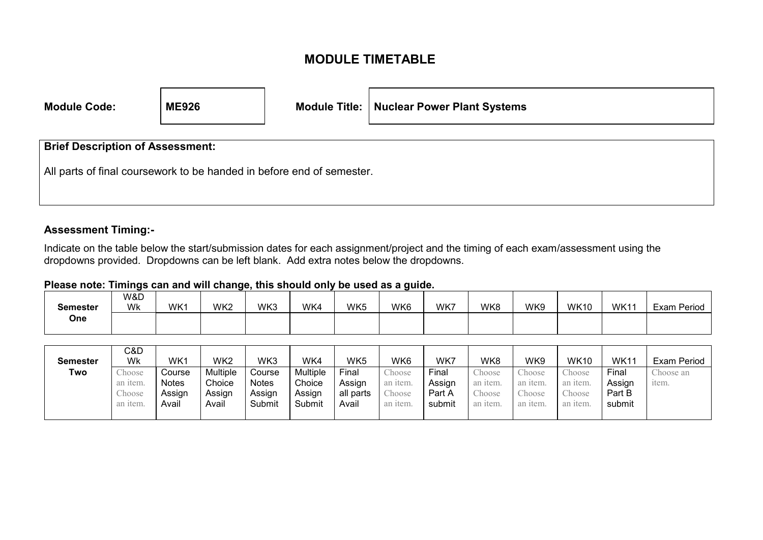# MODULE TIMETABLE

| | | | |
|---|---|---|---|
| **Module Code:** | **ME926** | **Module Title:** | **Nuclear Power Plant Systems** |

**Brief Description of Assessment:**

All parts of final coursework to be handed in before end of semester.

**Assessment Timing:-**

Indicate on the table below the start/submission dates for each assignment/project and the timing of each exam/assessment using the dropdowns provided. Dropdowns can be left blank. Add extra notes below the dropdowns.

**Please note: Timings can and will change, this should only be used as a guide.**

| **Semester One** | W&D Wk | WK1 | WK2 | WK3 | WK4 | WK5 | WK6 | WK7 | WK8 | WK9 | WK10 | WK11 | Exam Period |
|---|---|---|---|---|---|---|---|---|---|---|---|---|---|
| | | | | | | | | | | | | | |

| **Semester Two** | C&D Wk | WK1 | WK2 | WK3 | WK4 | WK5 | WK6 | WK7 | WK8 | WK9 | WK10 | WK11 | Exam Period |
|---|---|---|---|---|---|---|---|---|---|---|---|---|---|
| | Choose an item. Choose an item. | Course Notes Assign Avail | Multiple Choice Assign Avail | Course Notes Assign Submit | Multiple Choice Assign Submit | Final Assign all parts Avail | Choose an item. Choose an item. | Final Assign Part A submit | Choose an item. Choose an item. | Choose an item. Choose an item. | Choose an item. Choose an item. | Final Assign Part B submit | Choose an item. |